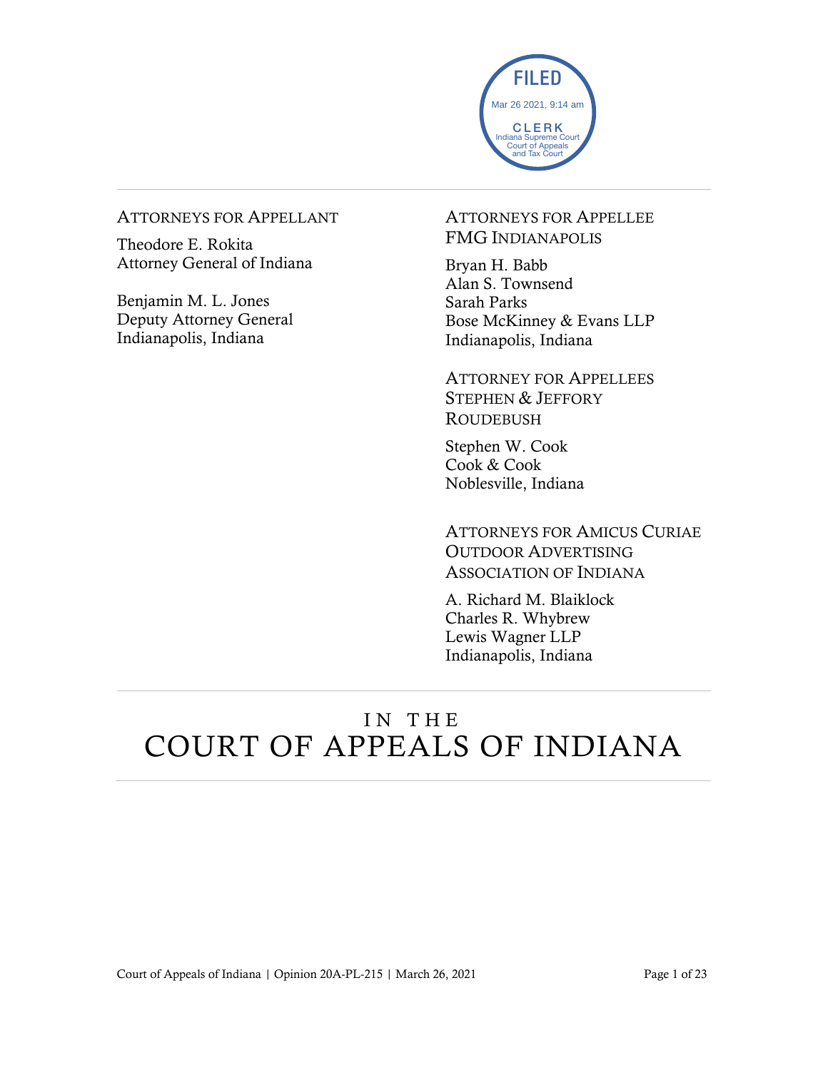FILED
Mar 26 2021, 9:14 am
CLERK
Indiana Supreme Court
Court of Appeals
and Tax Court

ATTORNEYS FOR APPELLANT

Theodore E. Rokita
Attorney General of Indiana

Benjamin M. L. Jones
Deputy Attorney General
Indianapolis, Indiana

ATTORNEYS FOR APPELLEE FMG INDIANAPOLIS

Bryan H. Babb
Alan S. Townsend
Sarah Parks
Bose McKinney & Evans LLP
Indianapolis, Indiana

ATTORNEY FOR APPELLEES STEPHEN & JEFFORY ROUDEBUSH

Stephen W. Cook
Cook & Cook
Noblesville, Indiana

ATTORNEYS FOR AMICUS CURIAE OUTDOOR ADVERTISING ASSOCIATION OF INDIANA

A. Richard M. Blaiklock
Charles R. Whybrew
Lewis Wagner LLP
Indianapolis, Indiana

# IN THE COURT OF APPEALS OF INDIANA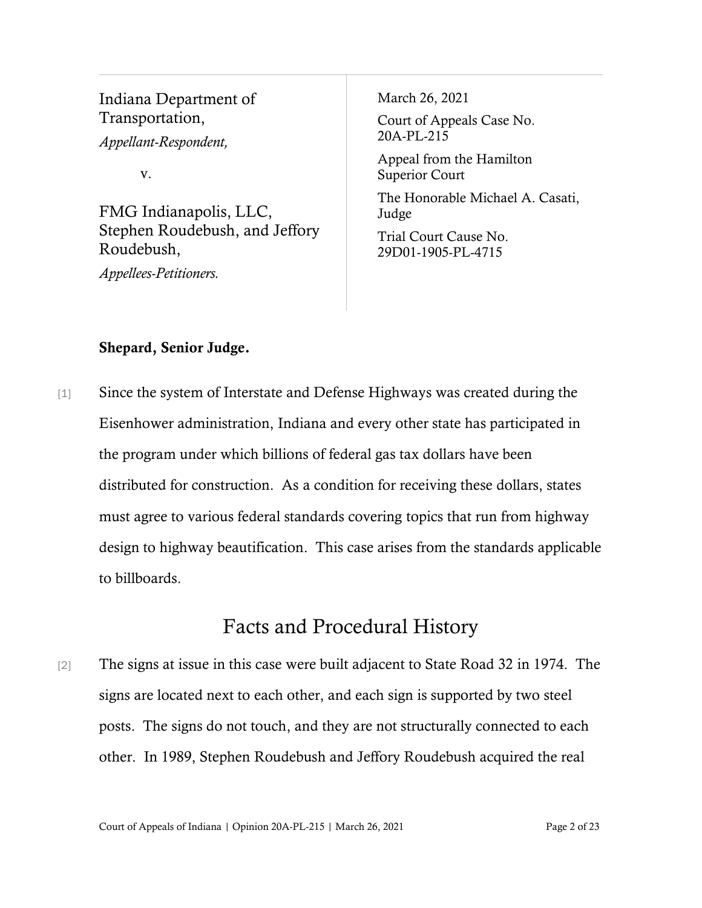Indiana Department of Transportation,
*Appellant-Respondent,*

v.

FMG Indianapolis, LLC, Stephen Roudebush, and Jeffory Roudebush,
*Appellees-Petitioners.*

March 26, 2021

Court of Appeals Case No. 20A-PL-215

Appeal from the Hamilton Superior Court

The Honorable Michael A. Casati, Judge

Trial Court Cause No. 29D01-1905-PL-4715

**Shepard, Senior Judge.**

[1] Since the system of Interstate and Defense Highways was created during the Eisenhower administration, Indiana and every other state has participated in the program under which billions of federal gas tax dollars have been distributed for construction. As a condition for receiving these dollars, states must agree to various federal standards covering topics that run from highway design to highway beautification. This case arises from the standards applicable to billboards.

## Facts and Procedural History

[2] The signs at issue in this case were built adjacent to State Road 32 in 1974. The signs are located next to each other, and each sign is supported by two steel posts. The signs do not touch, and they are not structurally connected to each other. In 1989, Stephen Roudebush and Jeffory Roudebush acquired the real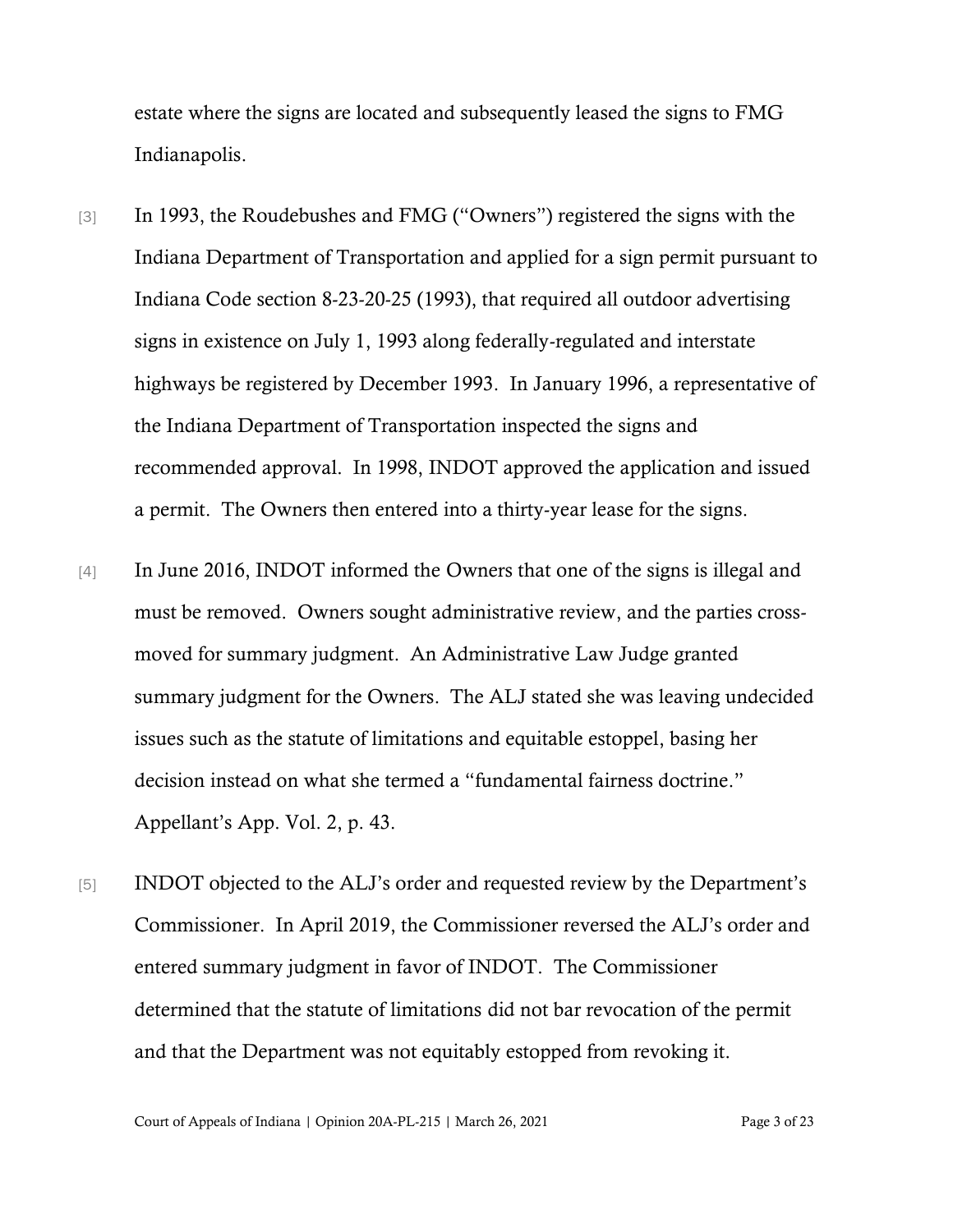estate where the signs are located and subsequently leased the signs to FMG Indianapolis.

[3] In 1993, the Roudebushes and FMG ("Owners") registered the signs with the Indiana Department of Transportation and applied for a sign permit pursuant to Indiana Code section 8-23-20-25 (1993), that required all outdoor advertising signs in existence on July 1, 1993 along federally-regulated and interstate highways be registered by December 1993. In January 1996, a representative of the Indiana Department of Transportation inspected the signs and recommended approval. In 1998, INDOT approved the application and issued a permit. The Owners then entered into a thirty-year lease for the signs.

[4] In June 2016, INDOT informed the Owners that one of the signs is illegal and must be removed. Owners sought administrative review, and the parties cross-moved for summary judgment. An Administrative Law Judge granted summary judgment for the Owners. The ALJ stated she was leaving undecided issues such as the statute of limitations and equitable estoppel, basing her decision instead on what she termed a "fundamental fairness doctrine." Appellant's App. Vol. 2, p. 43.

[5] INDOT objected to the ALJ's order and requested review by the Department's Commissioner. In April 2019, the Commissioner reversed the ALJ's order and entered summary judgment in favor of INDOT. The Commissioner determined that the statute of limitations did not bar revocation of the permit and that the Department was not equitably estopped from revoking it.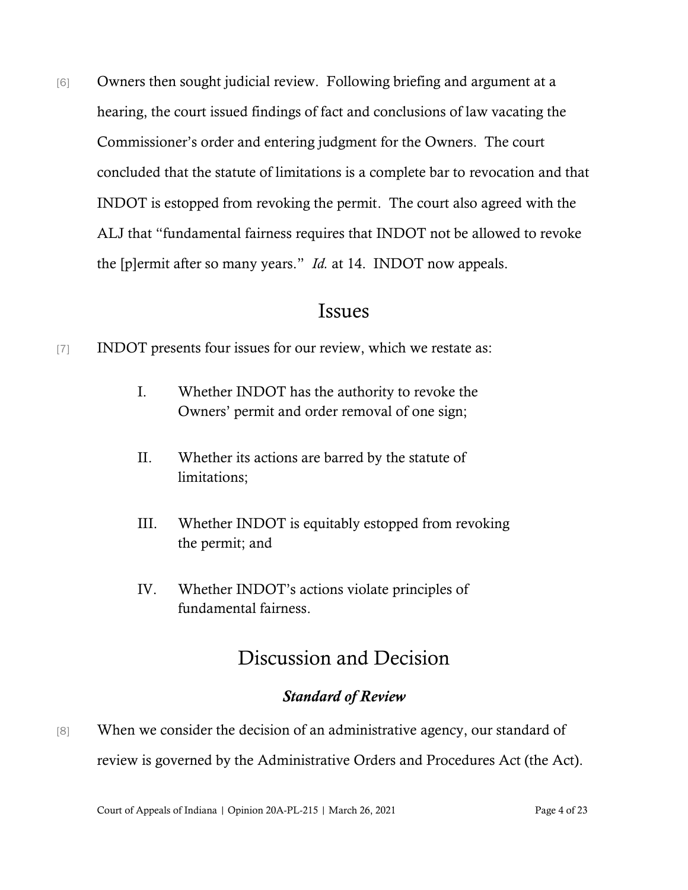[6] Owners then sought judicial review. Following briefing and argument at a hearing, the court issued findings of fact and conclusions of law vacating the Commissioner's order and entering judgment for the Owners. The court concluded that the statute of limitations is a complete bar to revocation and that INDOT is estopped from revoking the permit. The court also agreed with the ALJ that "fundamental fairness requires that INDOT not be allowed to revoke the [p]ermit after so many years." *Id.* at 14. INDOT now appeals.

# Issues

[7] INDOT presents four issues for our review, which we restate as:

I. Whether INDOT has the authority to revoke the Owners' permit and order removal of one sign;

II. Whether its actions are barred by the statute of limitations;

III. Whether INDOT is equitably estopped from revoking the permit; and

IV. Whether INDOT's actions violate principles of fundamental fairness.

# Discussion and Decision

### *Standard of Review*

[8] When we consider the decision of an administrative agency, our standard of review is governed by the Administrative Orders and Procedures Act (the Act).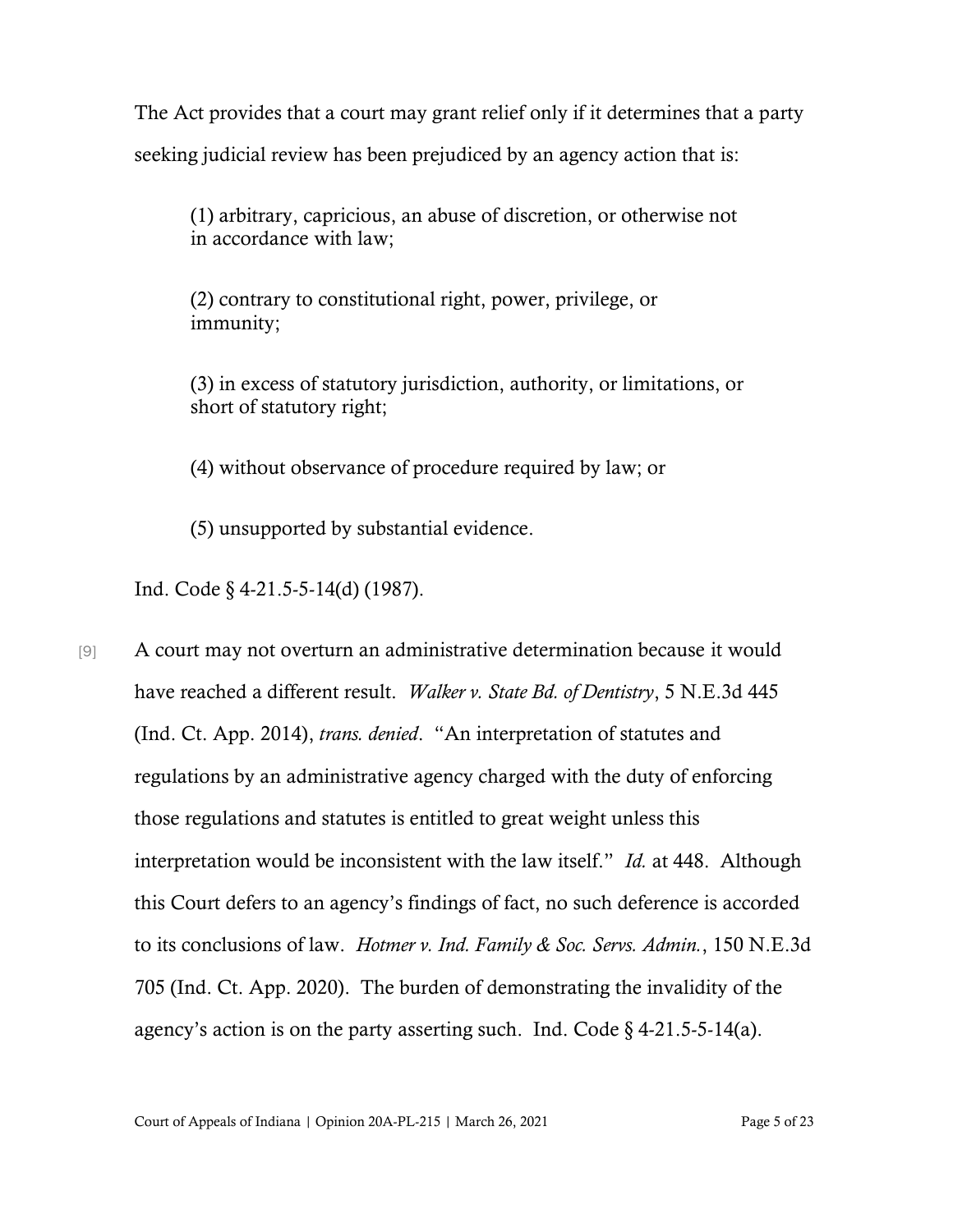The Act provides that a court may grant relief only if it determines that a party seeking judicial review has been prejudiced by an agency action that is:

> (1) arbitrary, capricious, an abuse of discretion, or otherwise not in accordance with law;
>
> (2) contrary to constitutional right, power, privilege, or immunity;
>
> (3) in excess of statutory jurisdiction, authority, or limitations, or short of statutory right;
>
> (4) without observance of procedure required by law; or
>
> (5) unsupported by substantial evidence.

Ind. Code § 4-21.5-5-14(d) (1987).

[9] A court may not overturn an administrative determination because it would have reached a different result. *Walker v. State Bd. of Dentistry*, 5 N.E.3d 445 (Ind. Ct. App. 2014), *trans. denied*. "An interpretation of statutes and regulations by an administrative agency charged with the duty of enforcing those regulations and statutes is entitled to great weight unless this interpretation would be inconsistent with the law itself." *Id.* at 448. Although this Court defers to an agency's findings of fact, no such deference is accorded to its conclusions of law. *Hotmer v. Ind. Family & Soc. Servs. Admin.*, 150 N.E.3d 705 (Ind. Ct. App. 2020). The burden of demonstrating the invalidity of the agency's action is on the party asserting such. Ind. Code § 4-21.5-5-14(a).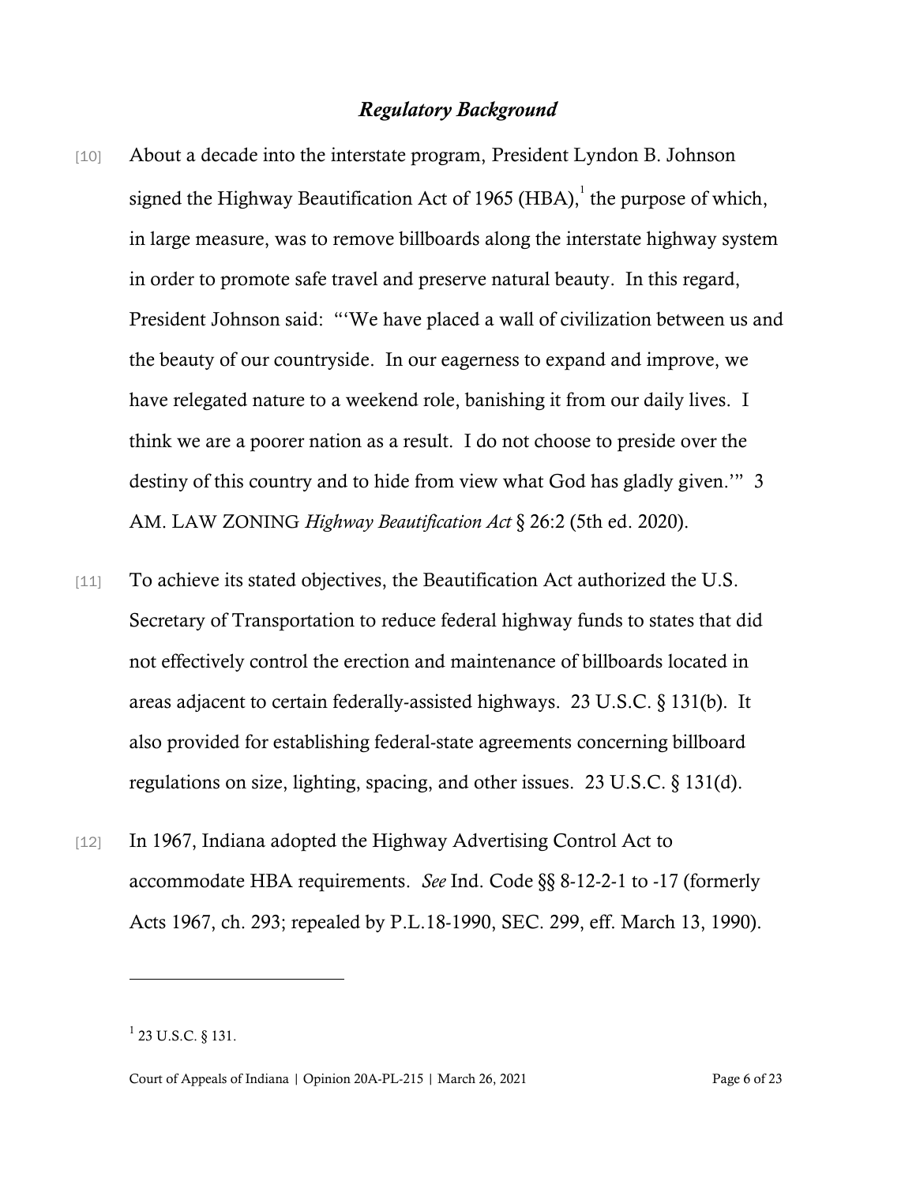### *Regulatory Background*

[10] About a decade into the interstate program, President Lyndon B. Johnson signed the Highway Beautification Act of 1965 (HBA),[1] the purpose of which, in large measure, was to remove billboards along the interstate highway system in order to promote safe travel and preserve natural beauty. In this regard, President Johnson said: "'We have placed a wall of civilization between us and the beauty of our countryside. In our eagerness to expand and improve, we have relegated nature to a weekend role, banishing it from our daily lives. I think we are a poorer nation as a result. I do not choose to preside over the destiny of this country and to hide from view what God has gladly given.'" 3 AM. LAW ZONING *Highway Beautification Act* § 26:2 (5th ed. 2020).

[11] To achieve its stated objectives, the Beautification Act authorized the U.S. Secretary of Transportation to reduce federal highway funds to states that did not effectively control the erection and maintenance of billboards located in areas adjacent to certain federally-assisted highways. 23 U.S.C. § 131(b). It also provided for establishing federal-state agreements concerning billboard regulations on size, lighting, spacing, and other issues. 23 U.S.C. § 131(d).

[12] In 1967, Indiana adopted the Highway Advertising Control Act to accommodate HBA requirements. *See* Ind. Code §§ 8-12-2-1 to -17 (formerly Acts 1967, ch. 293; repealed by P.L.18-1990, SEC. 299, eff. March 13, 1990).

---

[1] 23 U.S.C. § 131.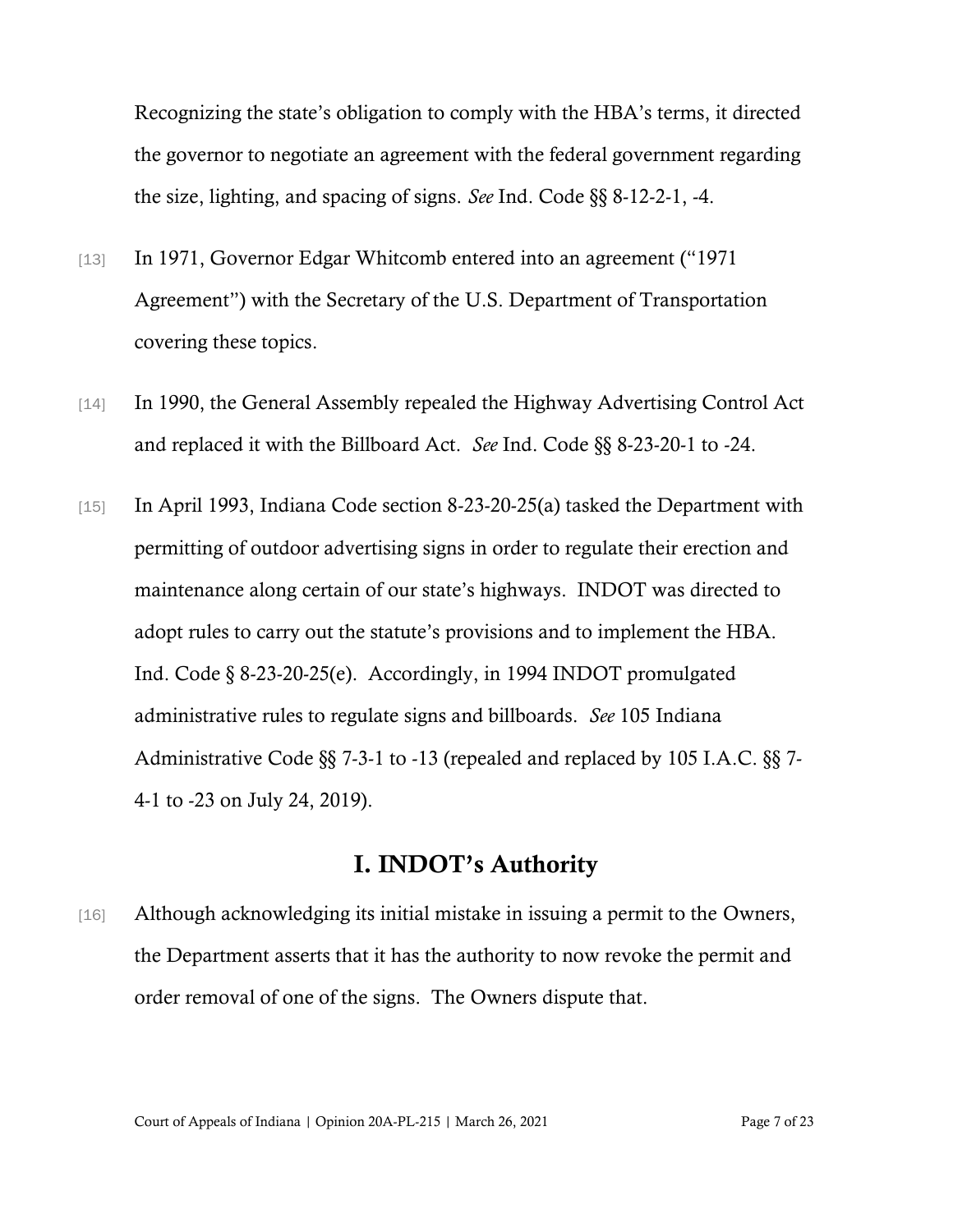Recognizing the state's obligation to comply with the HBA's terms, it directed the governor to negotiate an agreement with the federal government regarding the size, lighting, and spacing of signs. *See* Ind. Code §§ 8-12-2-1, -4.

[13] In 1971, Governor Edgar Whitcomb entered into an agreement ("1971 Agreement") with the Secretary of the U.S. Department of Transportation covering these topics.

[14] In 1990, the General Assembly repealed the Highway Advertising Control Act and replaced it with the Billboard Act. *See* Ind. Code §§ 8-23-20-1 to -24.

[15] In April 1993, Indiana Code section 8-23-20-25(a) tasked the Department with permitting of outdoor advertising signs in order to regulate their erection and maintenance along certain of our state's highways. INDOT was directed to adopt rules to carry out the statute's provisions and to implement the HBA. Ind. Code § 8-23-20-25(e). Accordingly, in 1994 INDOT promulgated administrative rules to regulate signs and billboards. *See* 105 Indiana Administrative Code §§ 7-3-1 to -13 (repealed and replaced by 105 I.A.C. §§ 7-4-1 to -23 on July 24, 2019).

## I. INDOT's Authority

[16] Although acknowledging its initial mistake in issuing a permit to the Owners, the Department asserts that it has the authority to now revoke the permit and order removal of one of the signs. The Owners dispute that.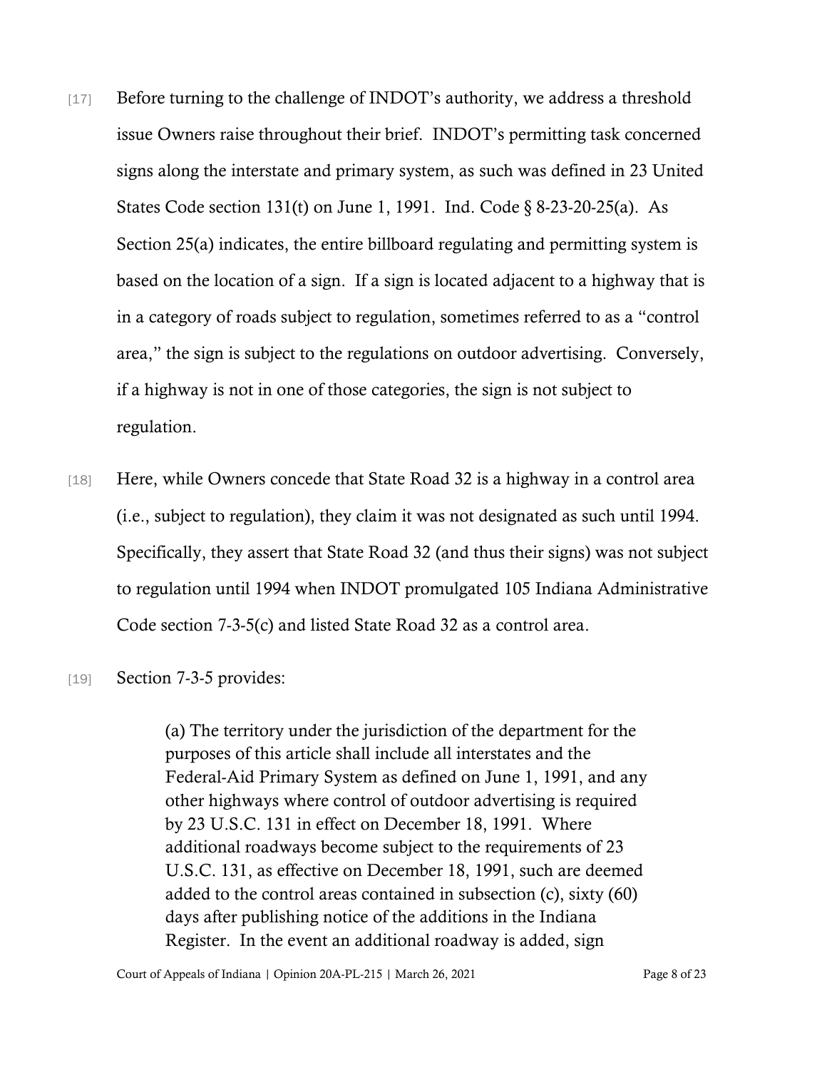[17] Before turning to the challenge of INDOT's authority, we address a threshold issue Owners raise throughout their brief. INDOT's permitting task concerned signs along the interstate and primary system, as such was defined in 23 United States Code section 131(t) on June 1, 1991. Ind. Code § 8-23-20-25(a). As Section 25(a) indicates, the entire billboard regulating and permitting system is based on the location of a sign. If a sign is located adjacent to a highway that is in a category of roads subject to regulation, sometimes referred to as a "control area," the sign is subject to the regulations on outdoor advertising. Conversely, if a highway is not in one of those categories, the sign is not subject to regulation.

[18] Here, while Owners concede that State Road 32 is a highway in a control area (i.e., subject to regulation), they claim it was not designated as such until 1994. Specifically, they assert that State Road 32 (and thus their signs) was not subject to regulation until 1994 when INDOT promulgated 105 Indiana Administrative Code section 7-3-5(c) and listed State Road 32 as a control area.

[19] Section 7-3-5 provides:

> (a) The territory under the jurisdiction of the department for the purposes of this article shall include all interstates and the Federal-Aid Primary System as defined on June 1, 1991, and any other highways where control of outdoor advertising is required by 23 U.S.C. 131 in effect on December 18, 1991. Where additional roadways become subject to the requirements of 23 U.S.C. 131, as effective on December 18, 1991, such are deemed added to the control areas contained in subsection (c), sixty (60) days after publishing notice of the additions in the Indiana Register. In the event an additional roadway is added, sign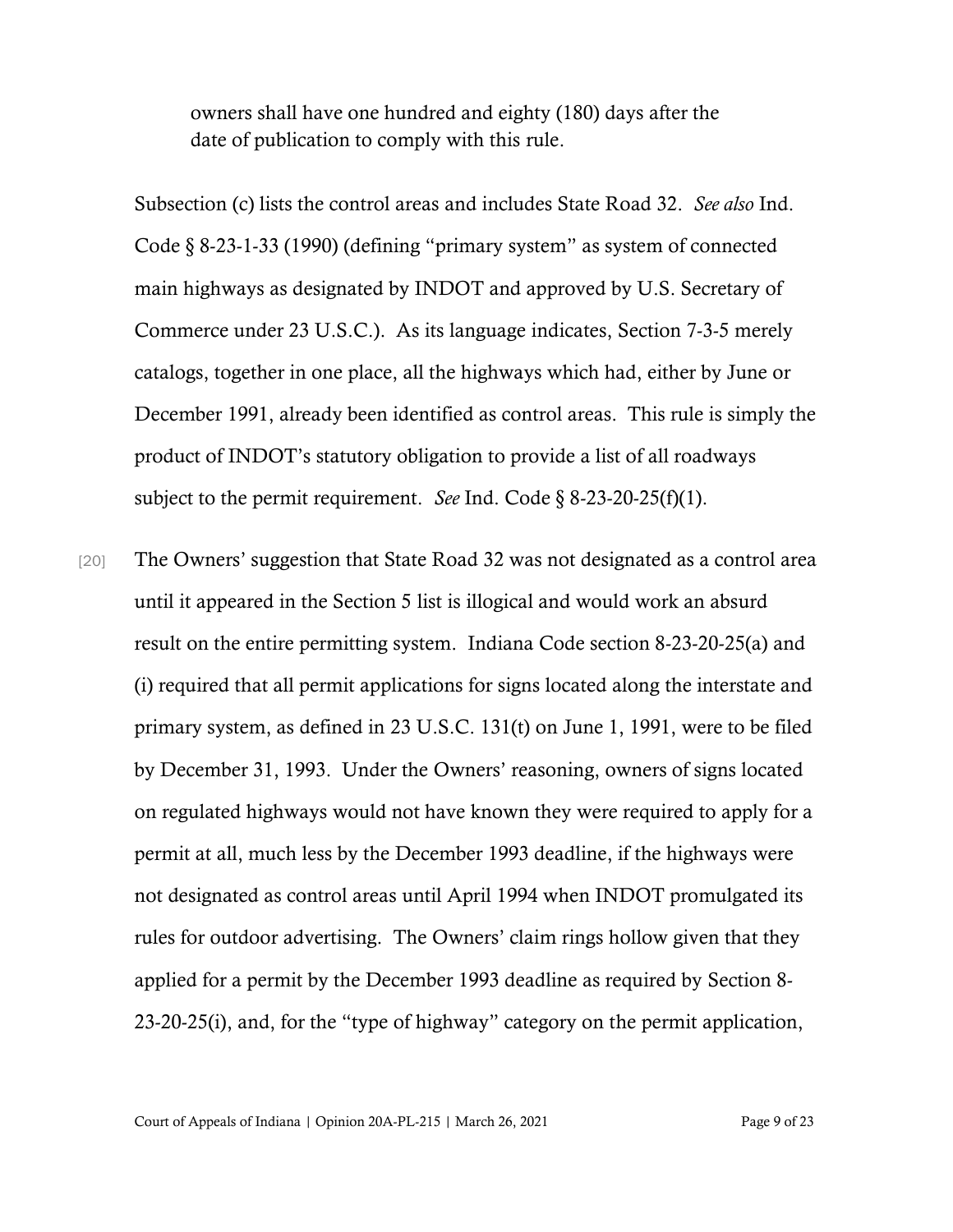> owners shall have one hundred and eighty (180) days after the date of publication to comply with this rule.

Subsection (c) lists the control areas and includes State Road 32. *See also* Ind. Code § 8-23-1-33 (1990) (defining "primary system" as system of connected main highways as designated by INDOT and approved by U.S. Secretary of Commerce under 23 U.S.C.). As its language indicates, Section 7-3-5 merely catalogs, together in one place, all the highways which had, either by June or December 1991, already been identified as control areas. This rule is simply the product of INDOT's statutory obligation to provide a list of all roadways subject to the permit requirement. *See* Ind. Code § 8-23-20-25(f)(1).

[20] The Owners' suggestion that State Road 32 was not designated as a control area until it appeared in the Section 5 list is illogical and would work an absurd result on the entire permitting system. Indiana Code section 8-23-20-25(a) and (i) required that all permit applications for signs located along the interstate and primary system, as defined in 23 U.S.C. 131(t) on June 1, 1991, were to be filed by December 31, 1993. Under the Owners' reasoning, owners of signs located on regulated highways would not have known they were required to apply for a permit at all, much less by the December 1993 deadline, if the highways were not designated as control areas until April 1994 when INDOT promulgated its rules for outdoor advertising. The Owners' claim rings hollow given that they applied for a permit by the December 1993 deadline as required by Section 8-23-20-25(i), and, for the "type of highway" category on the permit application,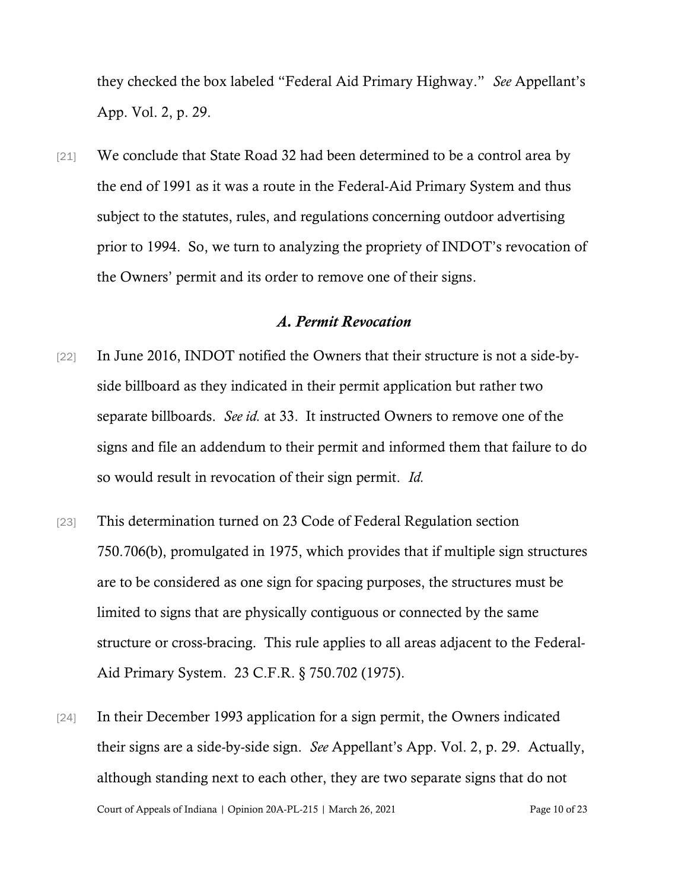they checked the box labeled "Federal Aid Primary Highway." *See* Appellant's App. Vol. 2, p. 29.

[21] We conclude that State Road 32 had been determined to be a control area by the end of 1991 as it was a route in the Federal-Aid Primary System and thus subject to the statutes, rules, and regulations concerning outdoor advertising prior to 1994. So, we turn to analyzing the propriety of INDOT's revocation of the Owners' permit and its order to remove one of their signs.

### *A. Permit Revocation*

[22] In June 2016, INDOT notified the Owners that their structure is not a side-by-side billboard as they indicated in their permit application but rather two separate billboards. *See id.* at 33. It instructed Owners to remove one of the signs and file an addendum to their permit and informed them that failure to do so would result in revocation of their sign permit. *Id.*

[23] This determination turned on 23 Code of Federal Regulation section 750.706(b), promulgated in 1975, which provides that if multiple sign structures are to be considered as one sign for spacing purposes, the structures must be limited to signs that are physically contiguous or connected by the same structure or cross-bracing. This rule applies to all areas adjacent to the Federal-Aid Primary System. 23 C.F.R. § 750.702 (1975).

[24] In their December 1993 application for a sign permit, the Owners indicated their signs are a side-by-side sign. *See* Appellant's App. Vol. 2, p. 29. Actually, although standing next to each other, they are two separate signs that do not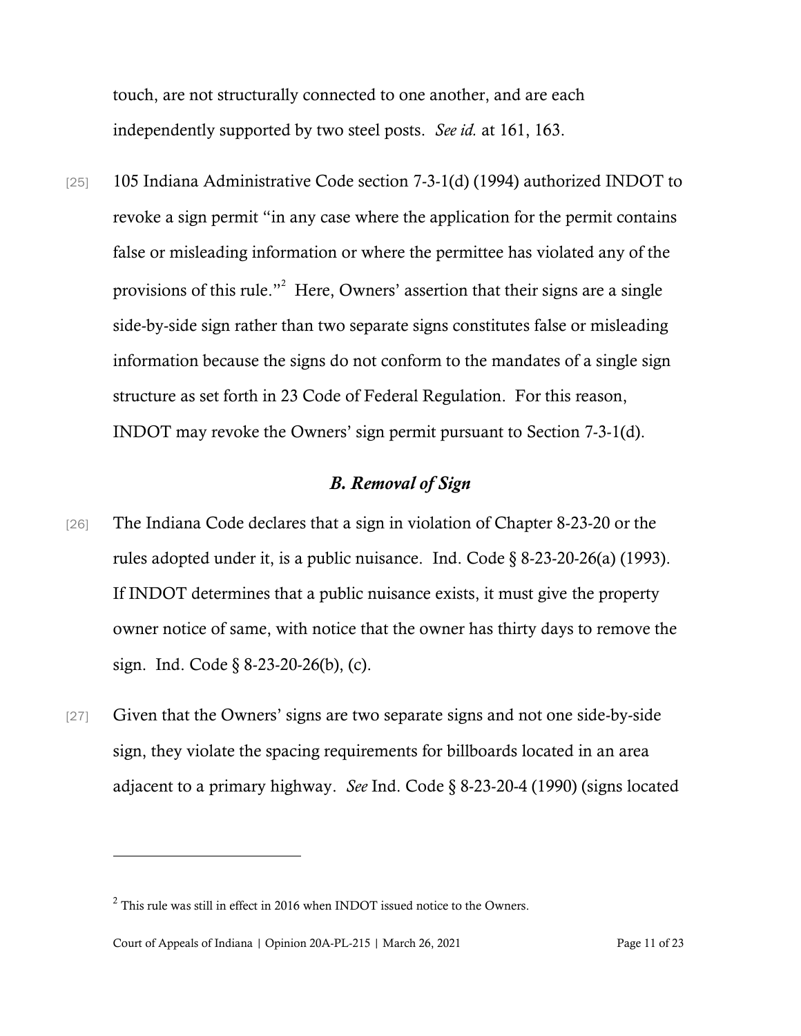touch, are not structurally connected to one another, and are each independently supported by two steel posts. *See id.* at 161, 163.

[25] 105 Indiana Administrative Code section 7-3-1(d) (1994) authorized INDOT to revoke a sign permit "in any case where the application for the permit contains false or misleading information or where the permittee has violated any of the provisions of this rule."[2] Here, Owners' assertion that their signs are a single side-by-side sign rather than two separate signs constitutes false or misleading information because the signs do not conform to the mandates of a single sign structure as set forth in 23 Code of Federal Regulation. For this reason, INDOT may revoke the Owners' sign permit pursuant to Section 7-3-1(d).

### *B. Removal of Sign*

[26] The Indiana Code declares that a sign in violation of Chapter 8-23-20 or the rules adopted under it, is a public nuisance. Ind. Code § 8-23-20-26(a) (1993). If INDOT determines that a public nuisance exists, it must give the property owner notice of same, with notice that the owner has thirty days to remove the sign. Ind. Code § 8-23-20-26(b), (c).

[27] Given that the Owners' signs are two separate signs and not one side-by-side sign, they violate the spacing requirements for billboards located in an area adjacent to a primary highway. *See* Ind. Code § 8-23-20-4 (1990) (signs located

---

[2] This rule was still in effect in 2016 when INDOT issued notice to the Owners.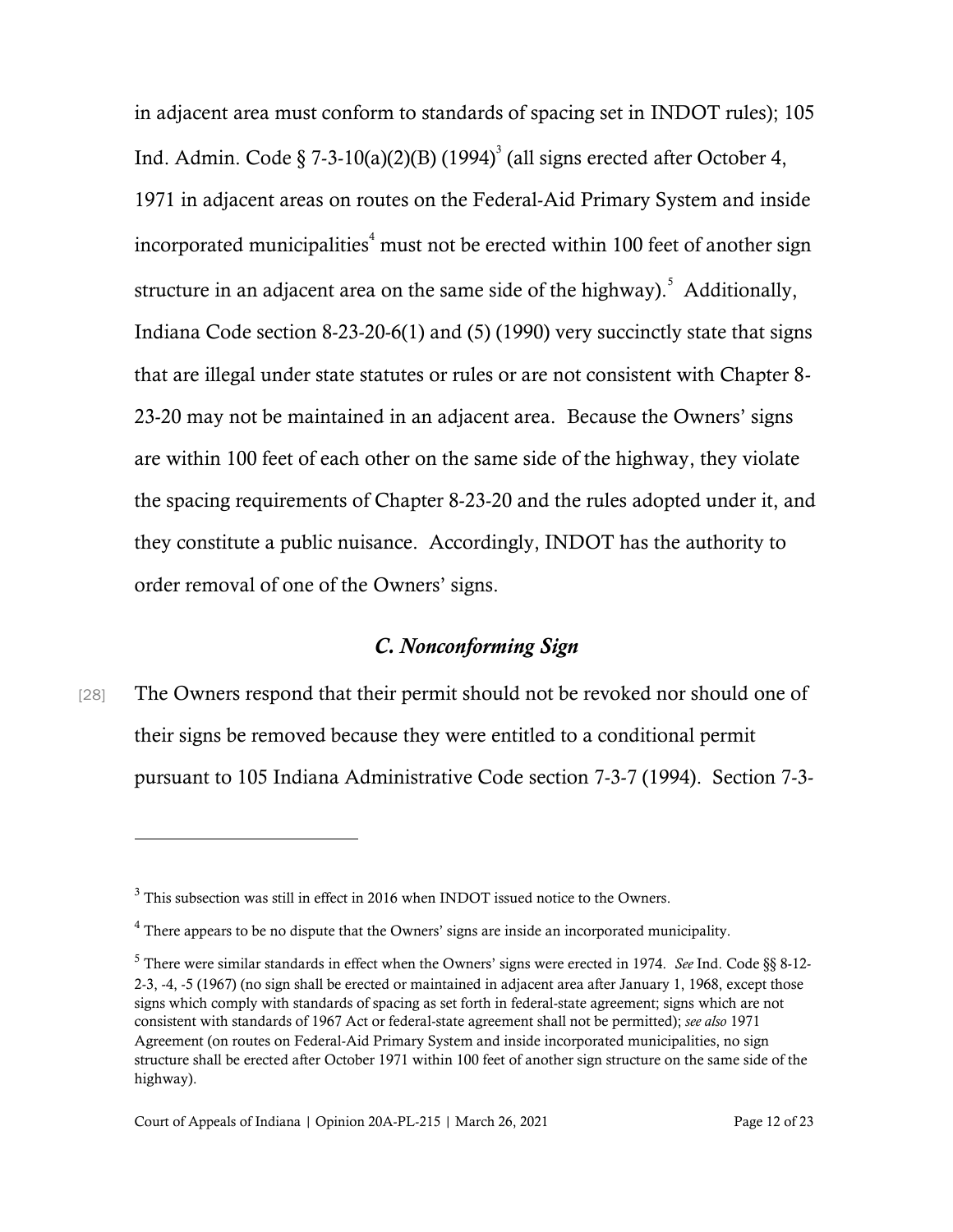in adjacent area must conform to standards of spacing set in INDOT rules); 105 Ind. Admin. Code § 7-3-10(a)(2)(B) (1994)[3] (all signs erected after October 4, 1971 in adjacent areas on routes on the Federal-Aid Primary System and inside incorporated municipalities[4] must not be erected within 100 feet of another sign structure in an adjacent area on the same side of the highway).[5] Additionally, Indiana Code section 8-23-20-6(1) and (5) (1990) very succinctly state that signs that are illegal under state statutes or rules or are not consistent with Chapter 8-23-20 may not be maintained in an adjacent area. Because the Owners' signs are within 100 feet of each other on the same side of the highway, they violate the spacing requirements of Chapter 8-23-20 and the rules adopted under it, and they constitute a public nuisance. Accordingly, INDOT has the authority to order removal of one of the Owners' signs.

### *C. Nonconforming Sign*

[28] The Owners respond that their permit should not be revoked nor should one of their signs be removed because they were entitled to a conditional permit pursuant to 105 Indiana Administrative Code section 7-3-7 (1994). Section 7-3-

---

[3] This subsection was still in effect in 2016 when INDOT issued notice to the Owners.

[4] There appears to be no dispute that the Owners' signs are inside an incorporated municipality.

[5] There were similar standards in effect when the Owners' signs were erected in 1974. *See* Ind. Code §§ 8-12-2-3, -4, -5 (1967) (no sign shall be erected or maintained in adjacent area after January 1, 1968, except those signs which comply with standards of spacing as set forth in federal-state agreement; signs which are not consistent with standards of 1967 Act or federal-state agreement shall not be permitted); *see also* 1971 Agreement (on routes on Federal-Aid Primary System and inside incorporated municipalities, no sign structure shall be erected after October 1971 within 100 feet of another sign structure on the same side of the highway).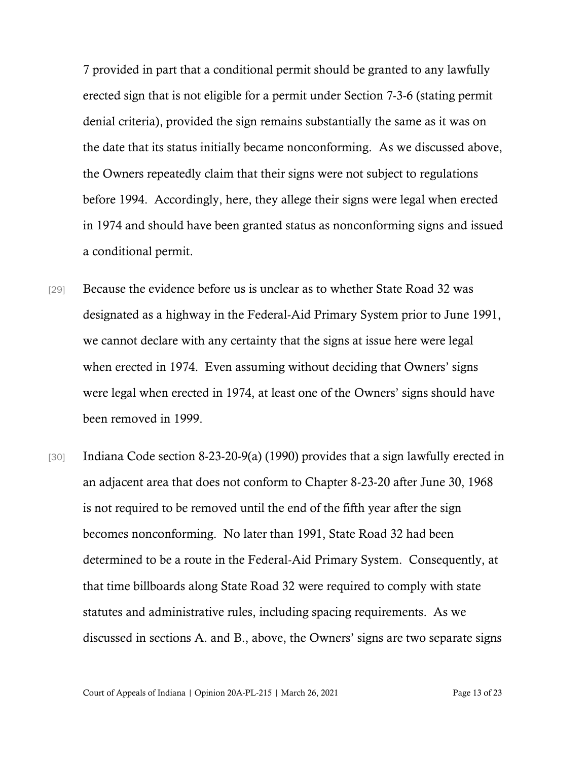7 provided in part that a conditional permit should be granted to any lawfully erected sign that is not eligible for a permit under Section 7-3-6 (stating permit denial criteria), provided the sign remains substantially the same as it was on the date that its status initially became nonconforming. As we discussed above, the Owners repeatedly claim that their signs were not subject to regulations before 1994. Accordingly, here, they allege their signs were legal when erected in 1974 and should have been granted status as nonconforming signs and issued a conditional permit.

[29] Because the evidence before us is unclear as to whether State Road 32 was designated as a highway in the Federal-Aid Primary System prior to June 1991, we cannot declare with any certainty that the signs at issue here were legal when erected in 1974. Even assuming without deciding that Owners' signs were legal when erected in 1974, at least one of the Owners' signs should have been removed in 1999.

[30] Indiana Code section 8-23-20-9(a) (1990) provides that a sign lawfully erected in an adjacent area that does not conform to Chapter 8-23-20 after June 30, 1968 is not required to be removed until the end of the fifth year after the sign becomes nonconforming. No later than 1991, State Road 32 had been determined to be a route in the Federal-Aid Primary System. Consequently, at that time billboards along State Road 32 were required to comply with state statutes and administrative rules, including spacing requirements. As we discussed in sections A. and B., above, the Owners' signs are two separate signs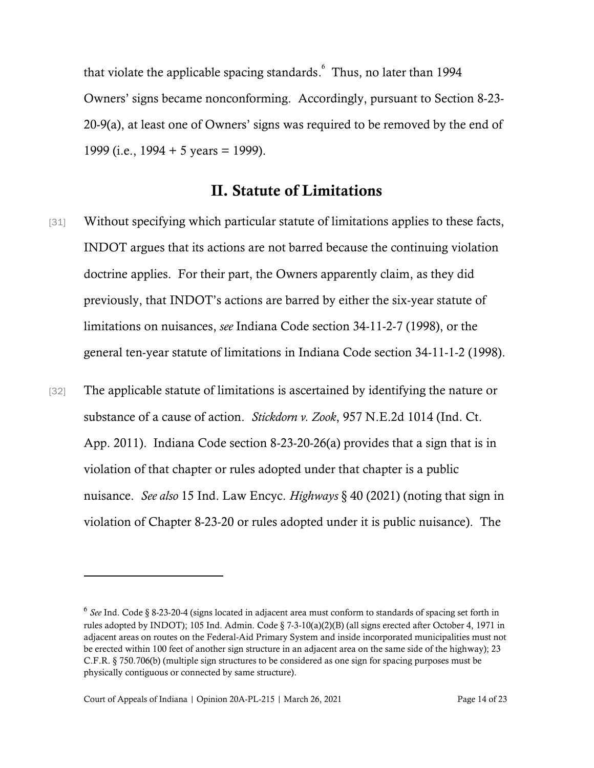that violate the applicable spacing standards.[6] Thus, no later than 1994 Owners' signs became nonconforming. Accordingly, pursuant to Section 8-23-20-9(a), at least one of Owners' signs was required to be removed by the end of 1999 (i.e., 1994 + 5 years = 1999).

## II. Statute of Limitations

[31] Without specifying which particular statute of limitations applies to these facts, INDOT argues that its actions are not barred because the continuing violation doctrine applies. For their part, the Owners apparently claim, as they did previously, that INDOT's actions are barred by either the six-year statute of limitations on nuisances, *see* Indiana Code section 34-11-2-7 (1998), or the general ten-year statute of limitations in Indiana Code section 34-11-1-2 (1998).

[32] The applicable statute of limitations is ascertained by identifying the nature or substance of a cause of action. *Stickdorn v. Zook*, 957 N.E.2d 1014 (Ind. Ct. App. 2011). Indiana Code section 8-23-20-26(a) provides that a sign that is in violation of that chapter or rules adopted under that chapter is a public nuisance. *See also* 15 Ind. Law Encyc. *Highways* § 40 (2021) (noting that sign in violation of Chapter 8-23-20 or rules adopted under it is public nuisance). The

---

[6] *See* Ind. Code § 8-23-20-4 (signs located in adjacent area must conform to standards of spacing set forth in rules adopted by INDOT); 105 Ind. Admin. Code § 7-3-10(a)(2)(B) (all signs erected after October 4, 1971 in adjacent areas on routes on the Federal-Aid Primary System and inside incorporated municipalities must not be erected within 100 feet of another sign structure in an adjacent area on the same side of the highway); 23 C.F.R. § 750.706(b) (multiple sign structures to be considered as one sign for spacing purposes must be physically contiguous or connected by same structure).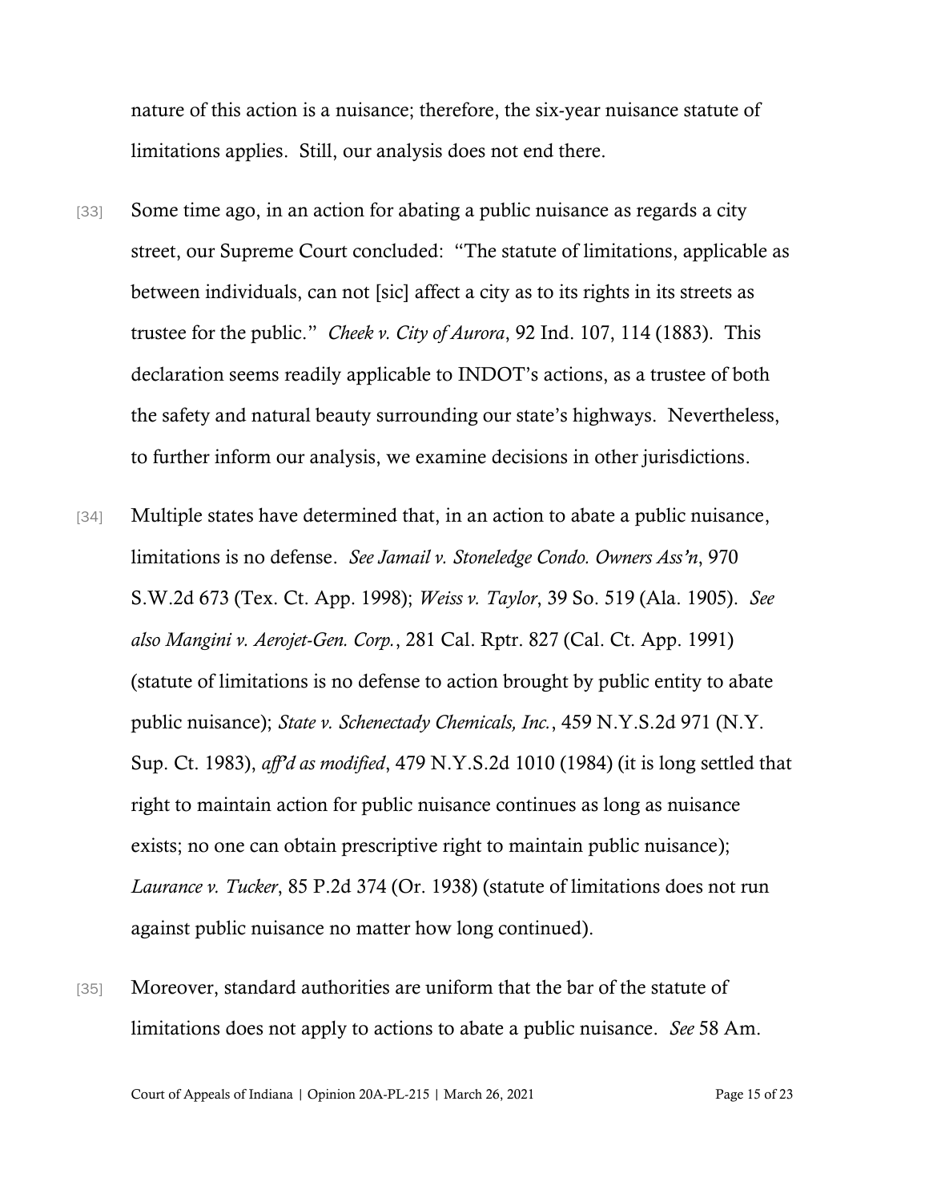nature of this action is a nuisance; therefore, the six-year nuisance statute of limitations applies. Still, our analysis does not end there.

[33] Some time ago, in an action for abating a public nuisance as regards a city street, our Supreme Court concluded: "The statute of limitations, applicable as between individuals, can not [sic] affect a city as to its rights in its streets as trustee for the public." *Cheek v. City of Aurora*, 92 Ind. 107, 114 (1883). This declaration seems readily applicable to INDOT's actions, as a trustee of both the safety and natural beauty surrounding our state's highways. Nevertheless, to further inform our analysis, we examine decisions in other jurisdictions.

[34] Multiple states have determined that, in an action to abate a public nuisance, limitations is no defense. *See Jamail v. Stoneledge Condo. Owners Ass'n*, 970 S.W.2d 673 (Tex. Ct. App. 1998); *Weiss v. Taylor*, 39 So. 519 (Ala. 1905). *See also Mangini v. Aerojet-Gen. Corp.*, 281 Cal. Rptr. 827 (Cal. Ct. App. 1991) (statute of limitations is no defense to action brought by public entity to abate public nuisance); *State v. Schenectady Chemicals, Inc.*, 459 N.Y.S.2d 971 (N.Y. Sup. Ct. 1983), *aff'd as modified*, 479 N.Y.S.2d 1010 (1984) (it is long settled that right to maintain action for public nuisance continues as long as nuisance exists; no one can obtain prescriptive right to maintain public nuisance); *Laurance v. Tucker*, 85 P.2d 374 (Or. 1938) (statute of limitations does not run against public nuisance no matter how long continued).

[35] Moreover, standard authorities are uniform that the bar of the statute of limitations does not apply to actions to abate a public nuisance. *See* 58 Am.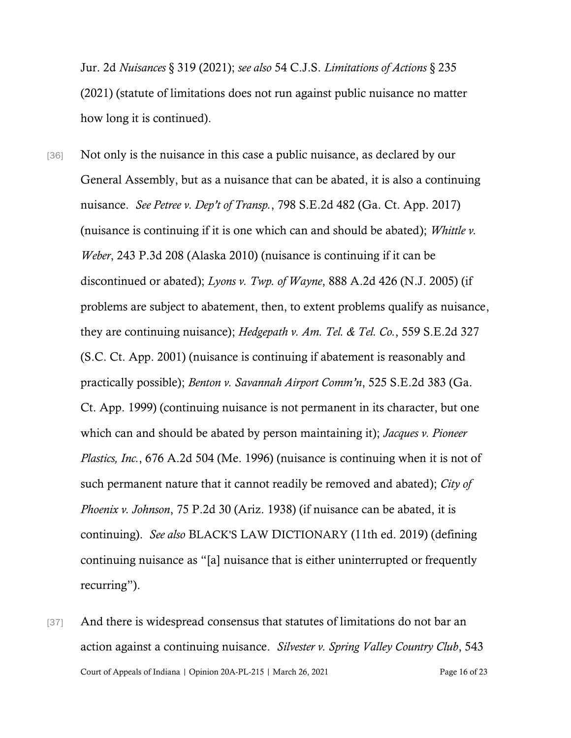Jur. 2d *Nuisances* § 319 (2021); *see also* 54 C.J.S. *Limitations of Actions* § 235 (2021) (statute of limitations does not run against public nuisance no matter how long it is continued).

[36] Not only is the nuisance in this case a public nuisance, as declared by our General Assembly, but as a nuisance that can be abated, it is also a continuing nuisance. *See Petree v. Dep't of Transp.*, 798 S.E.2d 482 (Ga. Ct. App. 2017) (nuisance is continuing if it is one which can and should be abated); *Whittle v. Weber*, 243 P.3d 208 (Alaska 2010) (nuisance is continuing if it can be discontinued or abated); *Lyons v. Twp. of Wayne*, 888 A.2d 426 (N.J. 2005) (if problems are subject to abatement, then, to extent problems qualify as nuisance, they are continuing nuisance); *Hedgepath v. Am. Tel. & Tel. Co.*, 559 S.E.2d 327 (S.C. Ct. App. 2001) (nuisance is continuing if abatement is reasonably and practically possible); *Benton v. Savannah Airport Comm'n*, 525 S.E.2d 383 (Ga. Ct. App. 1999) (continuing nuisance is not permanent in its character, but one which can and should be abated by person maintaining it); *Jacques v. Pioneer Plastics, Inc.*, 676 A.2d 504 (Me. 1996) (nuisance is continuing when it is not of such permanent nature that it cannot readily be removed and abated); *City of Phoenix v. Johnson*, 75 P.2d 30 (Ariz. 1938) (if nuisance can be abated, it is continuing). *See also* BLACK'S LAW DICTIONARY (11th ed. 2019) (defining continuing nuisance as "[a] nuisance that is either uninterrupted or frequently recurring").

[37] And there is widespread consensus that statutes of limitations do not bar an action against a continuing nuisance. *Silvester v. Spring Valley Country Club*, 543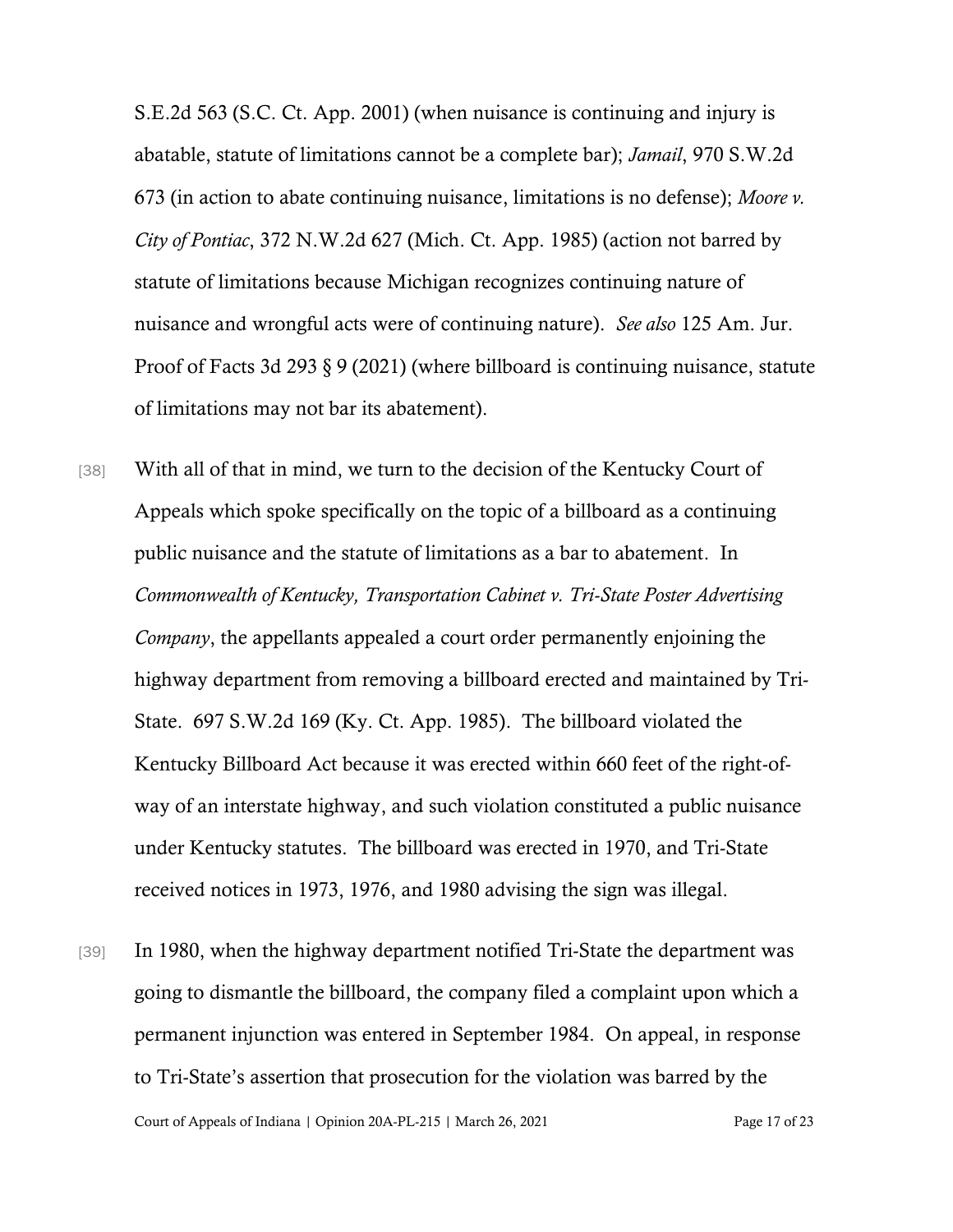S.E.2d 563 (S.C. Ct. App. 2001) (when nuisance is continuing and injury is abatable, statute of limitations cannot be a complete bar); *Jamail*, 970 S.W.2d 673 (in action to abate continuing nuisance, limitations is no defense); *Moore v. City of Pontiac*, 372 N.W.2d 627 (Mich. Ct. App. 1985) (action not barred by statute of limitations because Michigan recognizes continuing nature of nuisance and wrongful acts were of continuing nature). *See also* 125 Am. Jur. Proof of Facts 3d 293 § 9 (2021) (where billboard is continuing nuisance, statute of limitations may not bar its abatement).

[38] With all of that in mind, we turn to the decision of the Kentucky Court of Appeals which spoke specifically on the topic of a billboard as a continuing public nuisance and the statute of limitations as a bar to abatement. In *Commonwealth of Kentucky, Transportation Cabinet v. Tri-State Poster Advertising Company*, the appellants appealed a court order permanently enjoining the highway department from removing a billboard erected and maintained by Tri-State. 697 S.W.2d 169 (Ky. Ct. App. 1985). The billboard violated the Kentucky Billboard Act because it was erected within 660 feet of the right-of-way of an interstate highway, and such violation constituted a public nuisance under Kentucky statutes. The billboard was erected in 1970, and Tri-State received notices in 1973, 1976, and 1980 advising the sign was illegal.

[39] In 1980, when the highway department notified Tri-State the department was going to dismantle the billboard, the company filed a complaint upon which a permanent injunction was entered in September 1984. On appeal, in response to Tri-State's assertion that prosecution for the violation was barred by the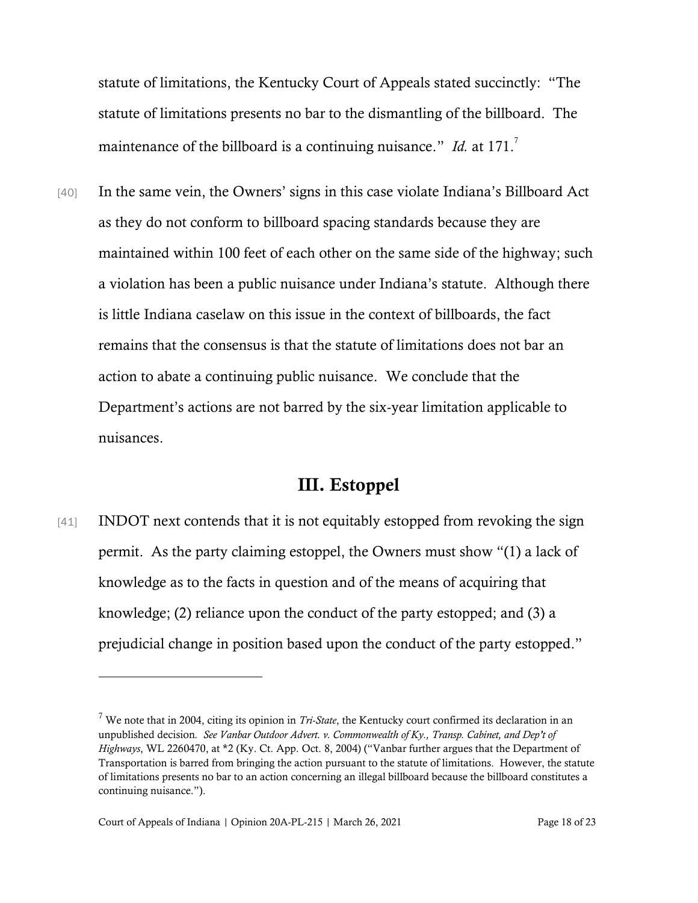statute of limitations, the Kentucky Court of Appeals stated succinctly: "The statute of limitations presents no bar to the dismantling of the billboard. The maintenance of the billboard is a continuing nuisance." *Id.* at 171.[7]

[40] In the same vein, the Owners' signs in this case violate Indiana's Billboard Act as they do not conform to billboard spacing standards because they are maintained within 100 feet of each other on the same side of the highway; such a violation has been a public nuisance under Indiana's statute. Although there is little Indiana caselaw on this issue in the context of billboards, the fact remains that the consensus is that the statute of limitations does not bar an action to abate a continuing public nuisance. We conclude that the Department's actions are not barred by the six-year limitation applicable to nuisances.

## III. Estoppel

[41] INDOT next contends that it is not equitably estopped from revoking the sign permit. As the party claiming estoppel, the Owners must show "(1) a lack of knowledge as to the facts in question and of the means of acquiring that knowledge; (2) reliance upon the conduct of the party estopped; and (3) a prejudicial change in position based upon the conduct of the party estopped."

---

[7] We note that in 2004, citing its opinion in *Tri-State*, the Kentucky court confirmed its declaration in an unpublished decision. *See Vanbar Outdoor Advert. v. Commonwealth of Ky., Transp. Cabinet, and Dep't of Highways*, WL 2260470, at *2 (Ky. Ct. App. Oct. 8, 2004) ("Vanbar further argues that the Department of Transportation is barred from bringing the action pursuant to the statute of limitations. However, the statute of limitations presents no bar to an action concerning an illegal billboard because the billboard constitutes a continuing nuisance.").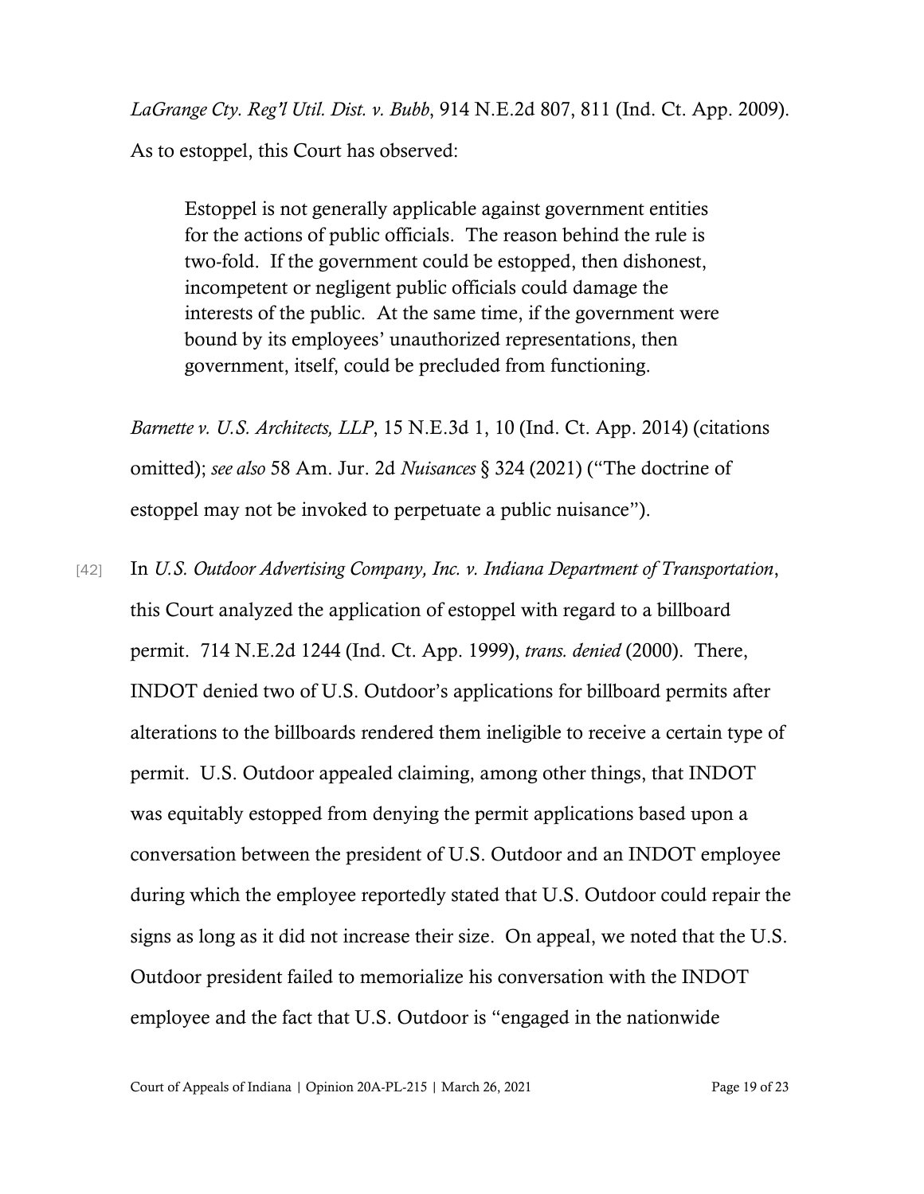*LaGrange Cty. Reg'l Util. Dist. v. Bubb*, 914 N.E.2d 807, 811 (Ind. Ct. App. 2009). As to estoppel, this Court has observed:

> Estoppel is not generally applicable against government entities for the actions of public officials. The reason behind the rule is two-fold. If the government could be estopped, then dishonest, incompetent or negligent public officials could damage the interests of the public. At the same time, if the government were bound by its employees' unauthorized representations, then government, itself, could be precluded from functioning.

*Barnette v. U.S. Architects, LLP*, 15 N.E.3d 1, 10 (Ind. Ct. App. 2014) (citations omitted); *see also* 58 Am. Jur. 2d *Nuisances* § 324 (2021) ("The doctrine of estoppel may not be invoked to perpetuate a public nuisance").

[42] In *U.S. Outdoor Advertising Company, Inc. v. Indiana Department of Transportation*, this Court analyzed the application of estoppel with regard to a billboard permit. 714 N.E.2d 1244 (Ind. Ct. App. 1999), *trans. denied* (2000). There, INDOT denied two of U.S. Outdoor's applications for billboard permits after alterations to the billboards rendered them ineligible to receive a certain type of permit. U.S. Outdoor appealed claiming, among other things, that INDOT was equitably estopped from denying the permit applications based upon a conversation between the president of U.S. Outdoor and an INDOT employee during which the employee reportedly stated that U.S. Outdoor could repair the signs as long as it did not increase their size. On appeal, we noted that the U.S. Outdoor president failed to memorialize his conversation with the INDOT employee and the fact that U.S. Outdoor is "engaged in the nationwide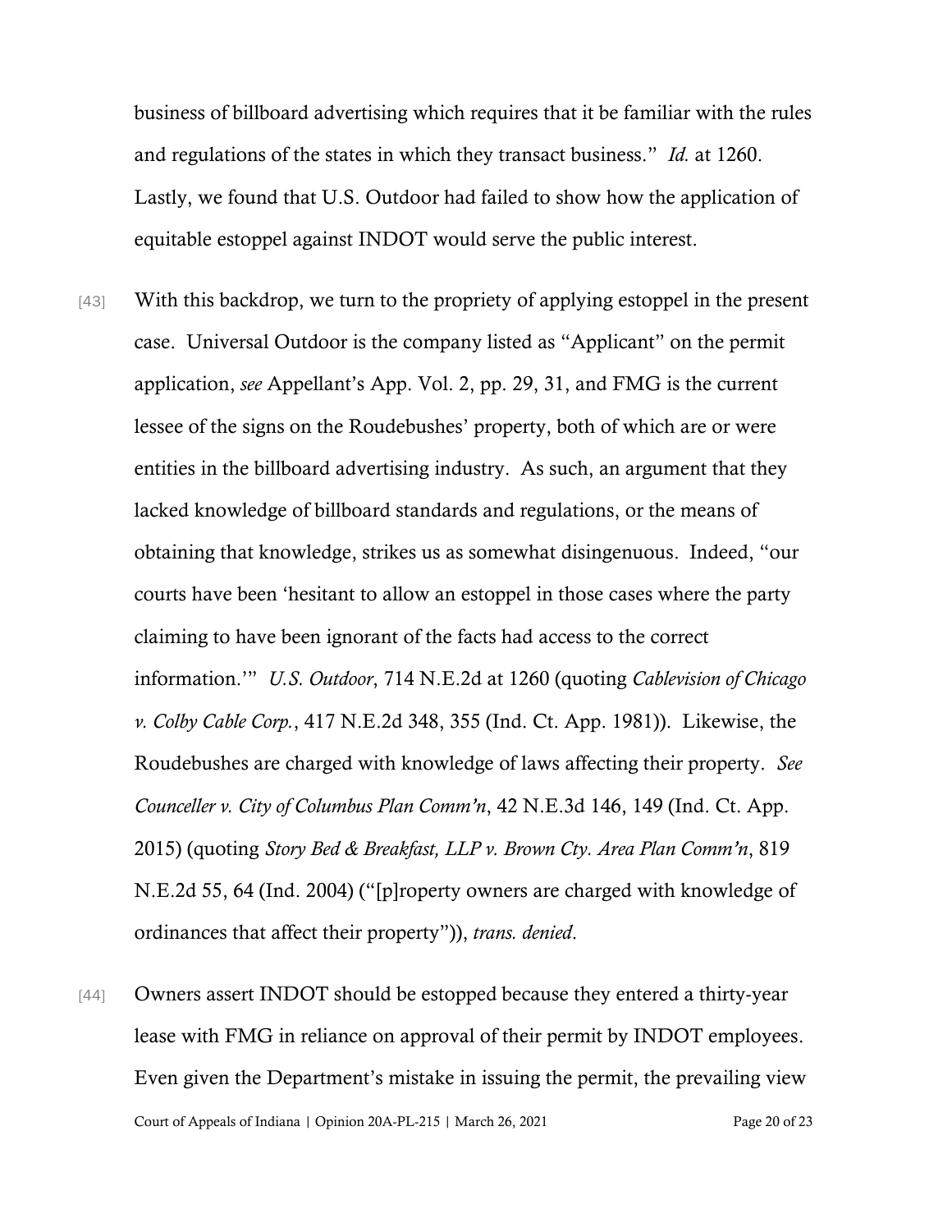business of billboard advertising which requires that it be familiar with the rules and regulations of the states in which they transact business." *Id.* at 1260. Lastly, we found that U.S. Outdoor had failed to show how the application of equitable estoppel against INDOT would serve the public interest.

[43] With this backdrop, we turn to the propriety of applying estoppel in the present case. Universal Outdoor is the company listed as "Applicant" on the permit application, *see* Appellant's App. Vol. 2, pp. 29, 31, and FMG is the current lessee of the signs on the Roudebushes' property, both of which are or were entities in the billboard advertising industry. As such, an argument that they lacked knowledge of billboard standards and regulations, or the means of obtaining that knowledge, strikes us as somewhat disingenuous. Indeed, "our courts have been 'hesitant to allow an estoppel in those cases where the party claiming to have been ignorant of the facts had access to the correct information.'" *U.S. Outdoor*, 714 N.E.2d at 1260 (quoting *Cablevision of Chicago v. Colby Cable Corp.*, 417 N.E.2d 348, 355 (Ind. Ct. App. 1981)). Likewise, the Roudebushes are charged with knowledge of laws affecting their property. *See Counceller v. City of Columbus Plan Comm'n*, 42 N.E.3d 146, 149 (Ind. Ct. App. 2015) (quoting *Story Bed & Breakfast, LLP v. Brown Cty. Area Plan Comm'n*, 819 N.E.2d 55, 64 (Ind. 2004) ("[p]roperty owners are charged with knowledge of ordinances that affect their property")), *trans. denied*.

[44] Owners assert INDOT should be estopped because they entered a thirty-year lease with FMG in reliance on approval of their permit by INDOT employees. Even given the Department's mistake in issuing the permit, the prevailing view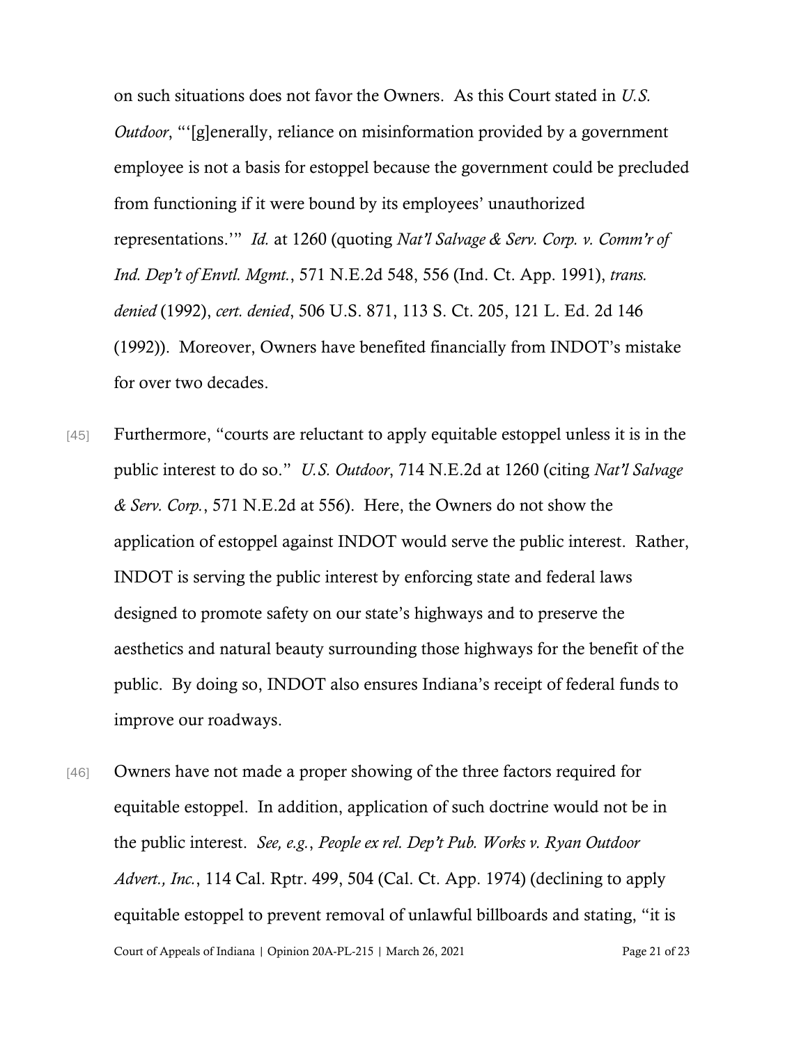on such situations does not favor the Owners. As this Court stated in *U.S. Outdoor*, "'[g]enerally, reliance on misinformation provided by a government employee is not a basis for estoppel because the government could be precluded from functioning if it were bound by its employees' unauthorized representations.'" *Id.* at 1260 (quoting *Nat'l Salvage & Serv. Corp. v. Comm'r of Ind. Dep't of Envtl. Mgmt.*, 571 N.E.2d 548, 556 (Ind. Ct. App. 1991), *trans. denied* (1992), *cert. denied*, 506 U.S. 871, 113 S. Ct. 205, 121 L. Ed. 2d 146 (1992)). Moreover, Owners have benefited financially from INDOT's mistake for over two decades.

[45] Furthermore, "courts are reluctant to apply equitable estoppel unless it is in the public interest to do so." *U.S. Outdoor*, 714 N.E.2d at 1260 (citing *Nat'l Salvage & Serv. Corp.*, 571 N.E.2d at 556). Here, the Owners do not show the application of estoppel against INDOT would serve the public interest. Rather, INDOT is serving the public interest by enforcing state and federal laws designed to promote safety on our state's highways and to preserve the aesthetics and natural beauty surrounding those highways for the benefit of the public. By doing so, INDOT also ensures Indiana's receipt of federal funds to improve our roadways.

[46] Owners have not made a proper showing of the three factors required for equitable estoppel. In addition, application of such doctrine would not be in the public interest. *See, e.g.*, *People ex rel. Dep't Pub. Works v. Ryan Outdoor Advert., Inc.*, 114 Cal. Rptr. 499, 504 (Cal. Ct. App. 1974) (declining to apply equitable estoppel to prevent removal of unlawful billboards and stating, "it is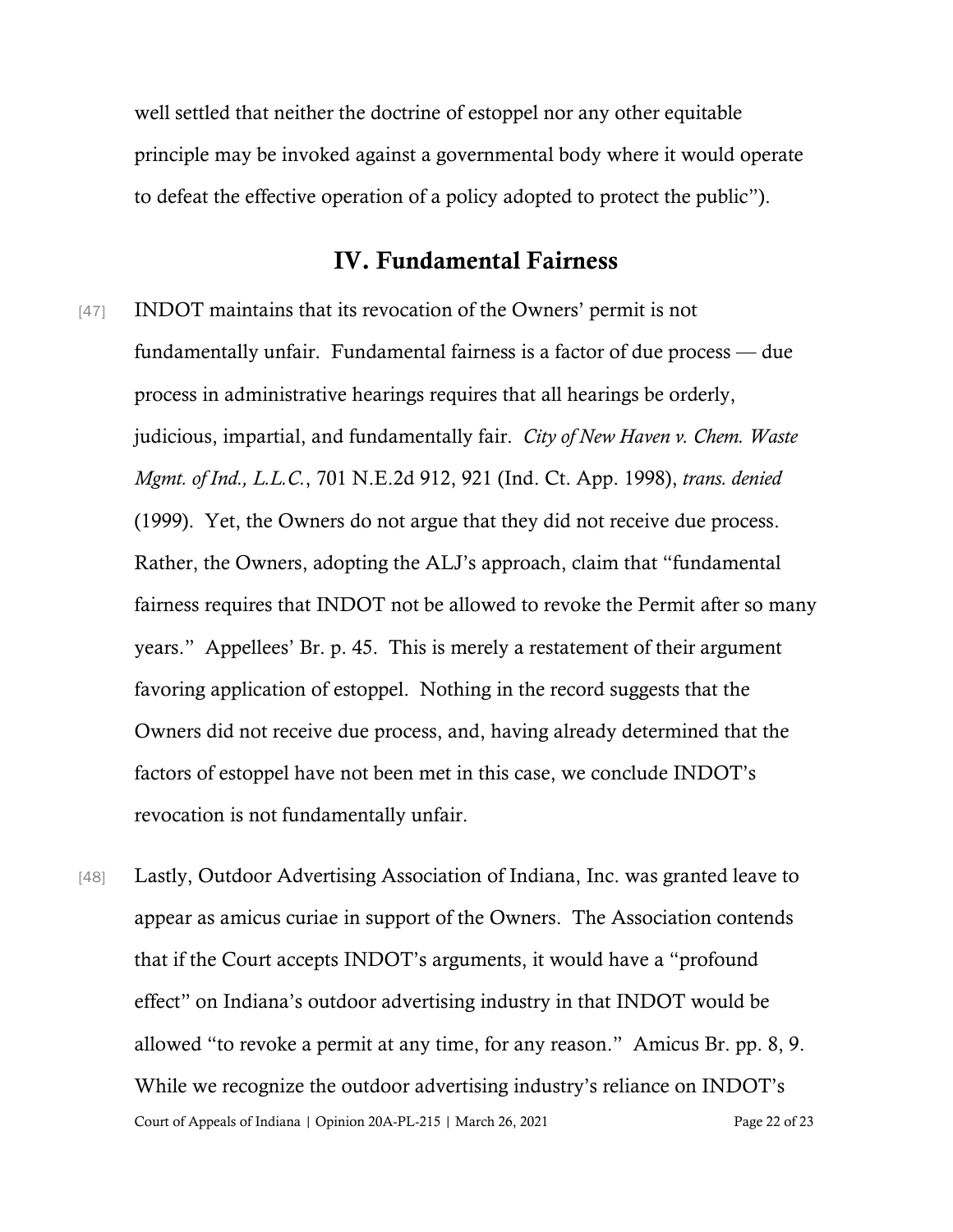well settled that neither the doctrine of estoppel nor any other equitable principle may be invoked against a governmental body where it would operate to defeat the effective operation of a policy adopted to protect the public").

## IV. Fundamental Fairness

[47] INDOT maintains that its revocation of the Owners' permit is not fundamentally unfair. Fundamental fairness is a factor of due process — due process in administrative hearings requires that all hearings be orderly, judicious, impartial, and fundamentally fair. *City of New Haven v. Chem. Waste Mgmt. of Ind., L.L.C.*, 701 N.E.2d 912, 921 (Ind. Ct. App. 1998), *trans. denied* (1999). Yet, the Owners do not argue that they did not receive due process. Rather, the Owners, adopting the ALJ's approach, claim that "fundamental fairness requires that INDOT not be allowed to revoke the Permit after so many years." Appellees' Br. p. 45. This is merely a restatement of their argument favoring application of estoppel. Nothing in the record suggests that the Owners did not receive due process, and, having already determined that the factors of estoppel have not been met in this case, we conclude INDOT's revocation is not fundamentally unfair.

[48] Lastly, Outdoor Advertising Association of Indiana, Inc. was granted leave to appear as amicus curiae in support of the Owners. The Association contends that if the Court accepts INDOT's arguments, it would have a "profound effect" on Indiana's outdoor advertising industry in that INDOT would be allowed "to revoke a permit at any time, for any reason." Amicus Br. pp. 8, 9. While we recognize the outdoor advertising industry's reliance on INDOT's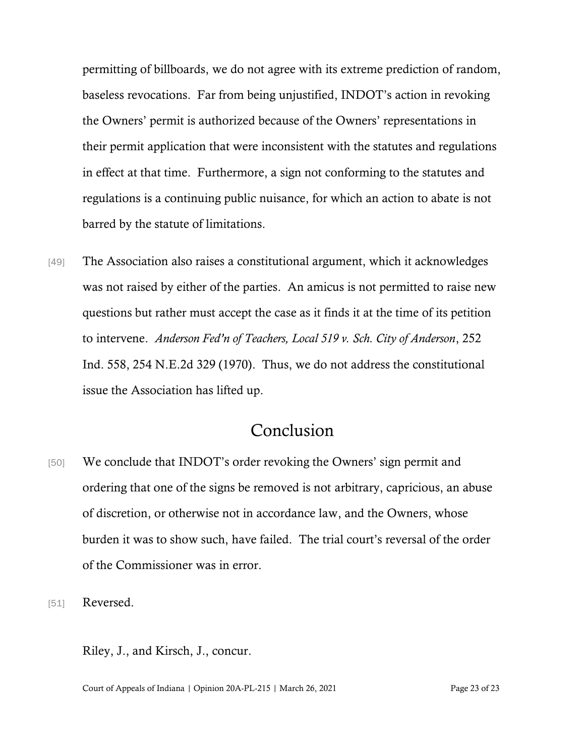permitting of billboards, we do not agree with its extreme prediction of random, baseless revocations. Far from being unjustified, INDOT's action in revoking the Owners' permit is authorized because of the Owners' representations in their permit application that were inconsistent with the statutes and regulations in effect at that time. Furthermore, a sign not conforming to the statutes and regulations is a continuing public nuisance, for which an action to abate is not barred by the statute of limitations.

[49] The Association also raises a constitutional argument, which it acknowledges was not raised by either of the parties. An amicus is not permitted to raise new questions but rather must accept the case as it finds it at the time of its petition to intervene. *Anderson Fed'n of Teachers, Local 519 v. Sch. City of Anderson*, 252 Ind. 558, 254 N.E.2d 329 (1970). Thus, we do not address the constitutional issue the Association has lifted up.

## Conclusion

[50] We conclude that INDOT's order revoking the Owners' sign permit and ordering that one of the signs be removed is not arbitrary, capricious, an abuse of discretion, or otherwise not in accordance law, and the Owners, whose burden it was to show such, have failed. The trial court's reversal of the order of the Commissioner was in error.

[51] Reversed.

Riley, J., and Kirsch, J., concur.